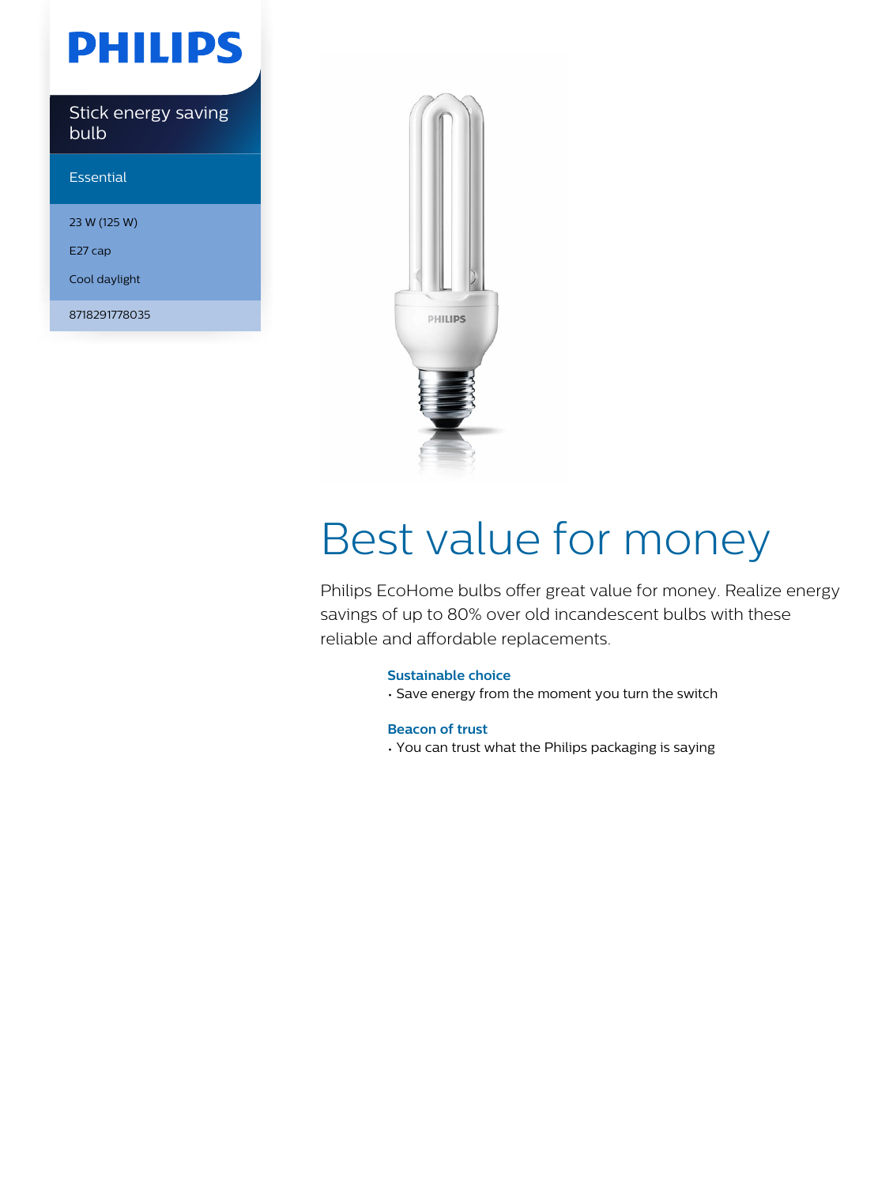PHILIPS

Stick energy saving bulb

Essential

23 W (125 W)

E27 cap

Cool daylight

8718291778035

# Best value for money

Philips EcoHome bulbs offer great value for money. Realize energy savings of up to 80% over old incandescent bulbs with these reliable and affordable replacements.

### Sustainable choice

- Save energy from the moment you turn the switch

### Beacon of trust

- You can trust what the Philips packaging is saying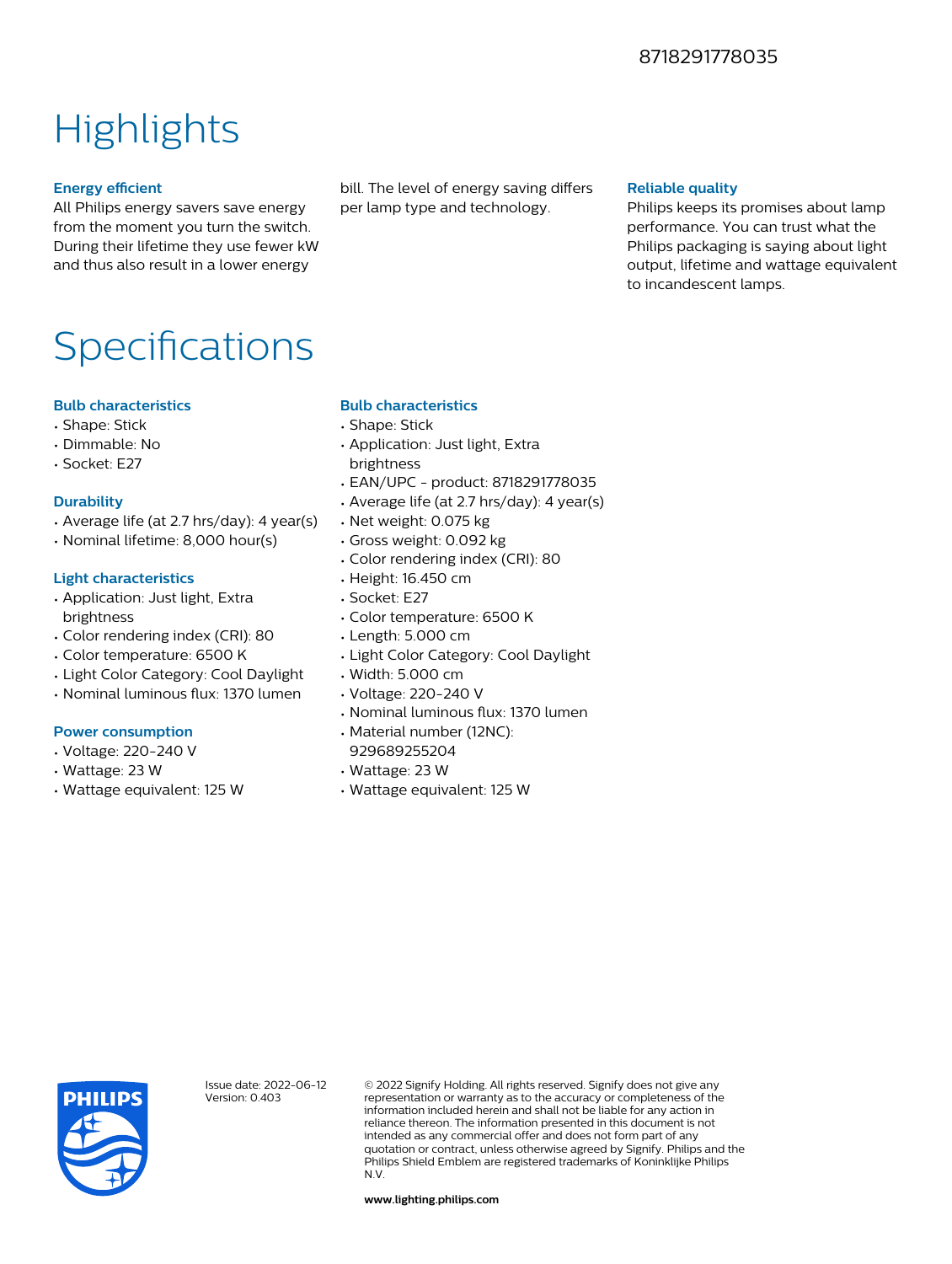8718291778035

# Highlights

### Energy efficient

All Philips energy savers save energy from the moment you turn the switch. During their lifetime they use fewer kW and thus also result in a lower energy bill. The level of energy saving differs per lamp type and technology.

### Reliable quality

Philips keeps its promises about lamp performance. You can trust what the Philips packaging is saying about light output, lifetime and wattage equivalent to incandescent lamps.

# Specifications

### Bulb characteristics

- Shape: Stick
- Dimmable: No
- Socket: E27

### Durability

- Average life (at 2.7 hrs/day): 4 year(s)
- Nominal lifetime: 8,000 hour(s)

### Light characteristics

- Application: Just light, Extra brightness
- Color rendering index (CRI): 80
- Color temperature: 6500 K
- Light Color Category: Cool Daylight
- Nominal luminous flux: 1370 lumen

### Power consumption

- Voltage: 220-240 V
- Wattage: 23 W
- Wattage equivalent: 125 W

### Bulb characteristics

- Shape: Stick
- Application: Just light, Extra brightness
- EAN/UPC - product: 8718291778035
- Average life (at 2.7 hrs/day): 4 year(s)
- Net weight: 0.075 kg
- Gross weight: 0.092 kg
- Color rendering index (CRI): 80
- Height: 16.450 cm
- Socket: E27
- Color temperature: 6500 K
- Length: 5.000 cm
- Light Color Category: Cool Daylight
- Width: 5.000 cm
- Voltage: 220-240 V
- Nominal luminous flux: 1370 lumen
- Material number (12NC): 929689255204
- Wattage: 23 W
- Wattage equivalent: 125 W

PHILIPS

Issue date: 2022-06-12
Version: 0.403

© 2022 Signify Holding. All rights reserved. Signify does not give any representation or warranty as to the accuracy or completeness of the information included herein and shall not be liable for any action in reliance thereon. The information presented in this document is not intended as any commercial offer and does not form part of any quotation or contract, unless otherwise agreed by Signify. Philips and the Philips Shield Emblem are registered trademarks of Koninklijke Philips N.V.

**www.lighting.philips.com**